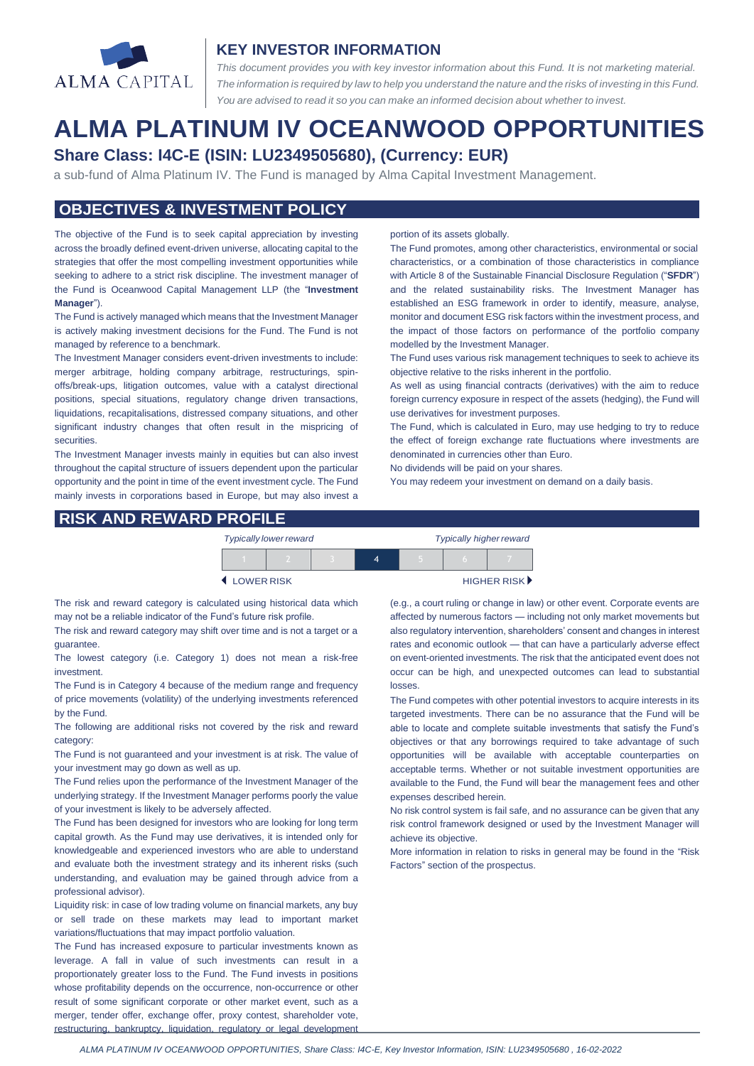ALMA CAPITAL

## KEY INVESTOR INFORMATION

*This document provides you with key investor information about this Fund. It is not marketing material. The information is required by law to help you understand the nature and the risks of investing in this Fund. You are advised to read it so you can make an informed decision about whether to invest.*

# ALMA PLATINUM IV OCEANWOOD OPPORTUNITIES

### Share Class: I4C-E (ISIN: LU2349505680), (Currency: EUR)

a sub-fund of Alma Platinum IV. The Fund is managed by Alma Capital Investment Management.

## OBJECTIVES & INVESTMENT POLICY

The objective of the Fund is to seek capital appreciation by investing across the broadly defined event-driven universe, allocating capital to the strategies that offer the most compelling investment opportunities while seeking to adhere to a strict risk discipline. The investment manager of the Fund is Oceanwood Capital Management LLP (the "**Investment Manager**").

The Fund is actively managed which means that the Investment Manager is actively making investment decisions for the Fund. The Fund is not managed by reference to a benchmark.

The Investment Manager considers event-driven investments to include: merger arbitrage, holding company arbitrage, restructurings, spin-offs/break-ups, litigation outcomes, value with a catalyst directional positions, special situations, regulatory change driven transactions, liquidations, recapitalisations, distressed company situations, and other significant industry changes that often result in the mispricing of securities.

The Investment Manager invests mainly in equities but can also invest throughout the capital structure of issuers dependent upon the particular opportunity and the point in time of the event investment cycle. The Fund mainly invests in corporations based in Europe, but may also invest a portion of its assets globally.

The Fund promotes, among other characteristics, environmental or social characteristics, or a combination of those characteristics in compliance with Article 8 of the Sustainable Financial Disclosure Regulation ("**SFDR**") and the related sustainability risks. The Investment Manager has established an ESG framework in order to identify, measure, analyse, monitor and document ESG risk factors within the investment process, and the impact of those factors on performance of the portfolio company modelled by the Investment Manager.

The Fund uses various risk management techniques to seek to achieve its objective relative to the risks inherent in the portfolio.

As well as using financial contracts (derivatives) with the aim to reduce foreign currency exposure in respect of the assets (hedging), the Fund will use derivatives for investment purposes.

The Fund, which is calculated in Euro, may use hedging to try to reduce the effect of foreign exchange rate fluctuations where investments are denominated in currencies other than Euro.

No dividends will be paid on your shares.

You may redeem your investment on demand on a daily basis.

## RISK AND REWARD PROFILE

| *Typically lower reward* | | | | | | *Typically higher reward* |
|---|---|---|---|---|---|---|
| 1 | 2 | 3 | **4** | 5 | 6 | 7 |
| ◄ LOWER RISK | | | | | | HIGHER RISK ► |

The risk and reward category is calculated using historical data which may not be a reliable indicator of the Fund's future risk profile.

The risk and reward category may shift over time and is not a target or a guarantee.

The lowest category (i.e. Category 1) does not mean a risk-free investment.

The Fund is in Category 4 because of the medium range and frequency of price movements (volatility) of the underlying investments referenced by the Fund.

The following are additional risks not covered by the risk and reward category:

The Fund is not guaranteed and your investment is at risk. The value of your investment may go down as well as up.

The Fund relies upon the performance of the Investment Manager of the underlying strategy. If the Investment Manager performs poorly the value of your investment is likely to be adversely affected.

The Fund has been designed for investors who are looking for long term capital growth. As the Fund may use derivatives, it is intended only for knowledgeable and experienced investors who are able to understand and evaluate both the investment strategy and its inherent risks (such understanding, and evaluation may be gained through advice from a professional advisor).

Liquidity risk: in case of low trading volume on financial markets, any buy or sell trade on these markets may lead to important market variations/fluctuations that may impact portfolio valuation.

The Fund has increased exposure to particular investments known as leverage. A fall in value of such investments can result in a proportionately greater loss to the Fund. The Fund invests in positions whose profitability depends on the occurrence, non-occurrence or other result of some significant corporate or other market event, such as a merger, tender offer, exchange offer, proxy contest, shareholder vote, restructuring, bankruptcy, liquidation, regulatory or legal development (e.g., a court ruling or change in law) or other event. Corporate events are affected by numerous factors — including not only market movements but also regulatory intervention, shareholders' consent and changes in interest rates and economic outlook — that can have a particularly adverse effect on event-oriented investments. The risk that the anticipated event does not occur can be high, and unexpected outcomes can lead to substantial losses.

The Fund competes with other potential investors to acquire interests in its targeted investments. There can be no assurance that the Fund will be able to locate and complete suitable investments that satisfy the Fund's objectives or that any borrowings required to take advantage of such opportunities will be available with acceptable counterparties on acceptable terms. Whether or not suitable investment opportunities are available to the Fund, the Fund will bear the management fees and other expenses described herein.

No risk control system is fail safe, and no assurance can be given that any risk control framework designed or used by the Investment Manager will achieve its objective.

More information in relation to risks in general may be found in the "Risk Factors" section of the prospectus.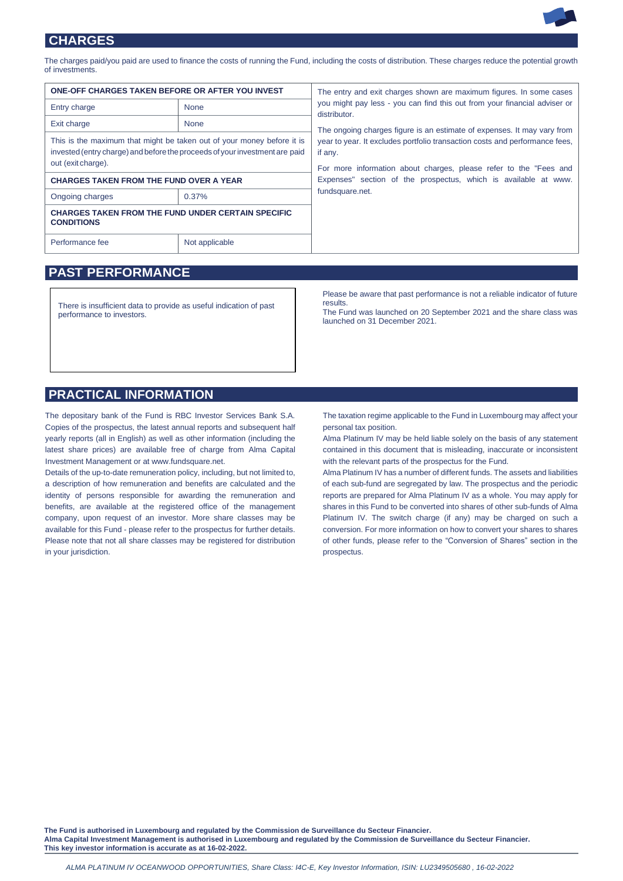## CHARGES

The charges paid/you paid are used to finance the costs of running the Fund, including the costs of distribution. These charges reduce the potential growth of investments.

| ONE-OFF CHARGES TAKEN BEFORE OR AFTER YOU INVEST | |
|---|---|
| Entry charge | None |
| Exit charge | None |
| This is the maximum that might be taken out of your money before it is invested (entry charge) and before the proceeds of your investment are paid out (exit charge). | |
| **CHARGES TAKEN FROM THE FUND OVER A YEAR** | |
| Ongoing charges | 0.37% |
| **CHARGES TAKEN FROM THE FUND UNDER CERTAIN SPECIFIC CONDITIONS** | |
| Performance fee | Not applicable |

The entry and exit charges shown are maximum figures. In some cases you might pay less - you can find this out from your financial adviser or distributor.

The ongoing charges figure is an estimate of expenses. It may vary from year to year. It excludes portfolio transaction costs and performance fees, if any.

For more information about charges, please refer to the "Fees and Expenses" section of the prospectus, which is available at www.fundsquare.net.

## PAST PERFORMANCE

There is insufficient data to provide as useful indication of past performance to investors.

Please be aware that past performance is not a reliable indicator of future results.
The Fund was launched on 20 September 2021 and the share class was launched on 31 December 2021.

## PRACTICAL INFORMATION

The depositary bank of the Fund is RBC Investor Services Bank S.A. Copies of the prospectus, the latest annual reports and subsequent half yearly reports (all in English) as well as other information (including the latest share prices) are available free of charge from Alma Capital Investment Management or at www.fundsquare.net.
Details of the up-to-date remuneration policy, including, but not limited to, a description of how remuneration and benefits are calculated and the identity of persons responsible for awarding the remuneration and benefits, are available at the registered office of the management company, upon request of an investor. More share classes may be available for this Fund - please refer to the prospectus for further details. Please note that not all share classes may be registered for distribution in your jurisdiction.

The taxation regime applicable to the Fund in Luxembourg may affect your personal tax position.
Alma Platinum IV may be held liable solely on the basis of any statement contained in this document that is misleading, inaccurate or inconsistent with the relevant parts of the prospectus for the Fund.
Alma Platinum IV has a number of different funds. The assets and liabilities of each sub-fund are segregated by law. The prospectus and the periodic reports are prepared for Alma Platinum IV as a whole. You may apply for shares in this Fund to be converted into shares of other sub-funds of Alma Platinum IV. The switch charge (if any) may be charged on such a conversion. For more information on how to convert your shares to shares of other funds, please refer to the "Conversion of Shares" section in the prospectus.

**The Fund is authorised in Luxembourg and regulated by the Commission de Surveillance du Secteur Financier.**
**Alma Capital Investment Management is authorised in Luxembourg and regulated by the Commission de Surveillance du Secteur Financier.**
**This key investor information is accurate as at 16-02-2022.**